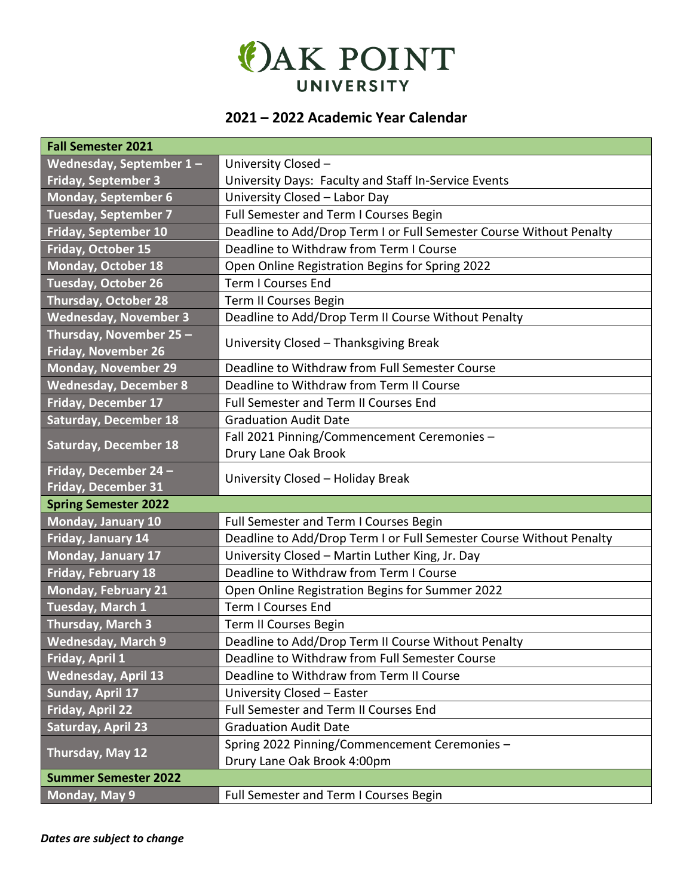# OAK POINT UNIVERSITY

## 2021 – 2022 Academic Year Calendar

| Fall Semester 2021 | |
|---|---|
| Wednesday, September 1 – Friday, September 3 | University Closed – University Days: Faculty and Staff In-Service Events |
| Monday, September 6 | University Closed – Labor Day |
| Tuesday, September 7 | Full Semester and Term I Courses Begin |
| Friday, September 10 | Deadline to Add/Drop Term I or Full Semester Course Without Penalty |
| Friday, October 15 | Deadline to Withdraw from Term I Course |
| Monday, October 18 | Open Online Registration Begins for Spring 2022 |
| Tuesday, October 26 | Term I Courses End |
| Thursday, October 28 | Term II Courses Begin |
| Wednesday, November 3 | Deadline to Add/Drop Term II Course Without Penalty |
| Thursday, November 25 – Friday, November 26 | University Closed – Thanksgiving Break |
| Monday, November 29 | Deadline to Withdraw from Full Semester Course |
| Wednesday, December 8 | Deadline to Withdraw from Term II Course |
| Friday, December 17 | Full Semester and Term II Courses End |
| Saturday, December 18 | Graduation Audit Date |
| Saturday, December 18 | Fall 2021 Pinning/Commencement Ceremonies – Drury Lane Oak Brook |
| Friday, December 24 – Friday, December 31 | University Closed – Holiday Break |
| **Spring Semester 2022** | |
| Monday, January 10 | Full Semester and Term I Courses Begin |
| Friday, January 14 | Deadline to Add/Drop Term I or Full Semester Course Without Penalty |
| Monday, January 17 | University Closed – Martin Luther King, Jr. Day |
| Friday, February 18 | Deadline to Withdraw from Term I Course |
| Monday, February 21 | Open Online Registration Begins for Summer 2022 |
| Tuesday, March 1 | Term I Courses End |
| Thursday, March 3 | Term II Courses Begin |
| Wednesday, March 9 | Deadline to Add/Drop Term II Course Without Penalty |
| Friday, April 1 | Deadline to Withdraw from Full Semester Course |
| Wednesday, April 13 | Deadline to Withdraw from Term II Course |
| Sunday, April 17 | University Closed – Easter |
| Friday, April 22 | Full Semester and Term II Courses End |
| Saturday, April 23 | Graduation Audit Date |
| Thursday, May 12 | Spring 2022 Pinning/Commencement Ceremonies – Drury Lane Oak Brook 4:00pm |
| **Summer Semester 2022** | |
| Monday, May 9 | Full Semester and Term I Courses Begin |

***Dates are subject to change***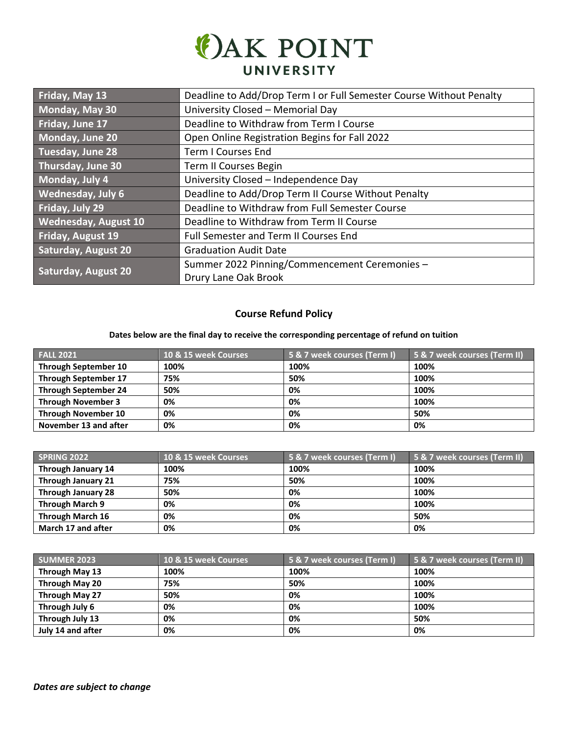# OAK POINT UNIVERSITY

| | |
|---|---|
| Friday, May 13 | Deadline to Add/Drop Term I or Full Semester Course Without Penalty |
| Monday, May 30 | University Closed – Memorial Day |
| Friday, June 17 | Deadline to Withdraw from Term I Course |
| Monday, June 20 | Open Online Registration Begins for Fall 2022 |
| Tuesday, June 28 | Term I Courses End |
| Thursday, June 30 | Term II Courses Begin |
| Monday, July 4 | University Closed – Independence Day |
| Wednesday, July 6 | Deadline to Add/Drop Term II Course Without Penalty |
| Friday, July 29 | Deadline to Withdraw from Full Semester Course |
| Wednesday, August 10 | Deadline to Withdraw from Term II Course |
| Friday, August 19 | Full Semester and Term II Courses End |
| Saturday, August 20 | Graduation Audit Date |
| Saturday, August 20 | Summer 2022 Pinning/Commencement Ceremonies – Drury Lane Oak Brook |

## Course Refund Policy

**Dates below are the final day to receive the corresponding percentage of refund on tuition**

| FALL 2021 | 10 & 15 week Courses | 5 & 7 week courses (Term I) | 5 & 7 week courses (Term II) |
|---|---|---|---|
| Through September 10 | 100% | 100% | 100% |
| Through September 17 | 75% | 50% | 100% |
| Through September 24 | 50% | 0% | 100% |
| Through November 3 | 0% | 0% | 100% |
| Through November 10 | 0% | 0% | 50% |
| November 13 and after | 0% | 0% | 0% |

| SPRING 2022 | 10 & 15 week Courses | 5 & 7 week courses (Term I) | 5 & 7 week courses (Term II) |
|---|---|---|---|
| Through January 14 | 100% | 100% | 100% |
| Through January 21 | 75% | 50% | 100% |
| Through January 28 | 50% | 0% | 100% |
| Through March 9 | 0% | 0% | 100% |
| Through March 16 | 0% | 0% | 50% |
| March 17 and after | 0% | 0% | 0% |

| SUMMER 2023 | 10 & 15 week Courses | 5 & 7 week courses (Term I) | 5 & 7 week courses (Term II) |
|---|---|---|---|
| Through May 13 | 100% | 100% | 100% |
| Through May 20 | 75% | 50% | 100% |
| Through May 27 | 50% | 0% | 100% |
| Through July 6 | 0% | 0% | 100% |
| Through July 13 | 0% | 0% | 50% |
| July 14 and after | 0% | 0% | 0% |

***Dates are subject to change***